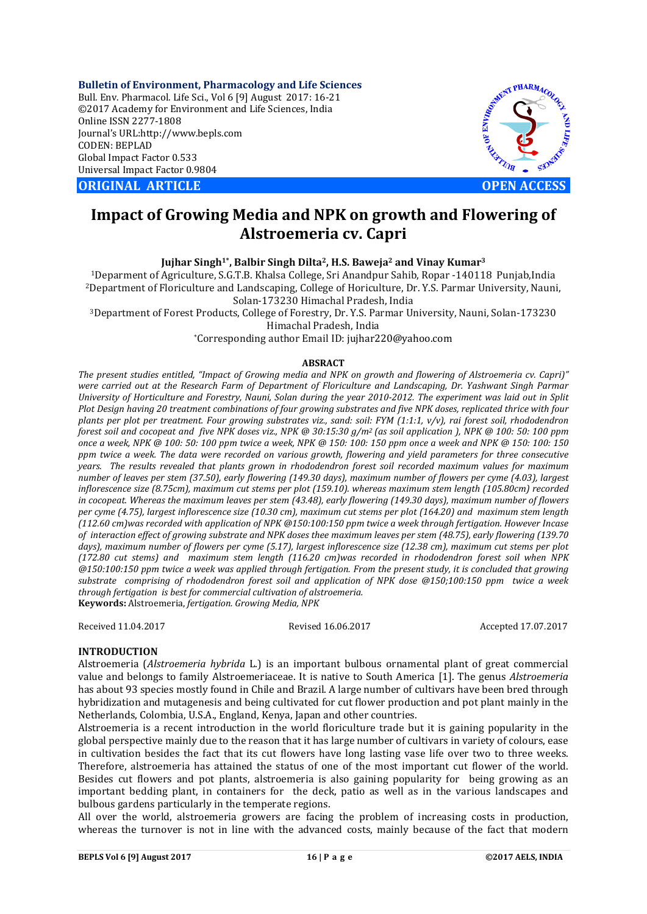Bulletin of Environment, Pharmacology and Life Sciences
Bull. Env. Pharmacol. Life Sci., Vol 6 [9] August 2017: 16-21
©2017 Academy for Environment and Life Sciences, India
Online ISSN 2277-1808
Journal's URL:http://www.bepls.com
CODEN: BEPLAD
Global Impact Factor 0.533
Universal Impact Factor 0.9804

**ORIGINAL ARTICLE** | **OPEN ACCESS**

# Impact of Growing Media and NPK on growth and Flowering of Alstroemeria cv. Capri

**Jujhar Singh[1*], Balbir Singh Dilta[2], H.S. Baweja[2] and Vinay Kumar[3]**

[1]Deparment of Agriculture, S.G.T.B. Khalsa College, Sri Anandpur Sahib, Ropar -140118 Punjab,India
[2]Department of Floriculture and Landscaping, College of Horiculture, Dr. Y.S. Parmar University, Nauni, Solan-173230 Himachal Pradesh, India
[3]Department of Forest Products, College of Forestry, Dr. Y.S. Parmar University, Nauni, Solan-173230 Himachal Pradesh, India
*Corresponding author Email ID: jujhar220@yahoo.com

**ABSRACT**

*The present studies entitled, "Impact of Growing media and NPK on growth and flowering of Alstroemeria cv. Capri)" were carried out at the Research Farm of Department of Floriculture and Landscaping, Dr. Yashwant Singh Parmar University of Horticulture and Forestry, Nauni, Solan during the year 2010-2012. The experiment was laid out in Split Plot Design having 20 treatment combinations of four growing substrates and five NPK doses, replicated thrice with four plants per plot per treatment. Four growing substrates viz., sand: soil: FYM (1:1:1, v/v), rai forest soil, rhododendron forest soil and cocopeat and five NPK doses viz., NPK @ 30:15:30 g/m² (as soil application ), NPK @ 100: 50: 100 ppm once a week, NPK @ 100: 50: 100 ppm twice a week, NPK @ 150: 100: 150 ppm once a week and NPK @ 150: 100: 150 ppm twice a week. The data were recorded on various growth, flowering and yield parameters for three consecutive years. The results revealed that plants grown in rhododendron forest soil recorded maximum values for maximum number of leaves per stem (37.50), early flowering (149.30 days), maximum number of flowers per cyme (4.03), largest inflorescence size (8.75cm), maximum cut stems per plot (159.10). whereas maximum stem length (105.80cm) recorded in cocopeat. Whereas the maximum leaves per stem (43.48), early flowering (149.30 days), maximum number of flowers per cyme (4.75), largest inflorescence size (10.30 cm), maximum cut stems per plot (164.20) and maximum stem length (112.60 cm)was recorded with application of NPK @150:100:150 ppm twice a week through fertigation. However Incase of interaction effect of growing substrate and NPK doses thee maximum leaves per stem (48.75), early flowering (139.70 days), maximum number of flowers per cyme (5.17), largest inflorescence size (12.38 cm), maximum cut stems per plot (172.80 cut stems) and maximum stem length (116.20 cm)was recorded in rhododendron forest soil when NPK @150:100:150 ppm twice a week was applied through fertigation. From the present study, it is concluded that growing substrate comprising of rhododendron forest soil and application of NPK dose @150;100:150 ppm twice a week through fertigation is best for commercial cultivation of alstroemeria.*

**Keywords:** Alstroemeria, *fertigation. Growing Media, NPK*

Received 11.04.2017 Revised 16.06.2017 Accepted 17.07.2017

## INTRODUCTION

Alstroemeria (*Alstroemeria hybrida* L.) is an important bulbous ornamental plant of great commercial value and belongs to family Alstroemeriaceae. It is native to South America [1]. The genus *Alstroemeria* has about 93 species mostly found in Chile and Brazil. A large number of cultivars have been bred through hybridization and mutagenesis and being cultivated for cut flower production and pot plant mainly in the Netherlands, Colombia, U.S.A., England, Kenya, Japan and other countries.

Alstroemeria is a recent introduction in the world floriculture trade but it is gaining popularity in the global perspective mainly due to the reason that it has large number of cultivars in variety of colours, ease in cultivation besides the fact that its cut flowers have long lasting vase life over two to three weeks. Therefore, alstroemeria has attained the status of one of the most important cut flower of the world. Besides cut flowers and pot plants, alstroemeria is also gaining popularity for being growing as an important bedding plant, in containers for the deck, patio as well as in the various landscapes and bulbous gardens particularly in the temperate regions.

All over the world, alstroemeria growers are facing the problem of increasing costs in production, whereas the turnover is not in line with the advanced costs, mainly because of the fact that modern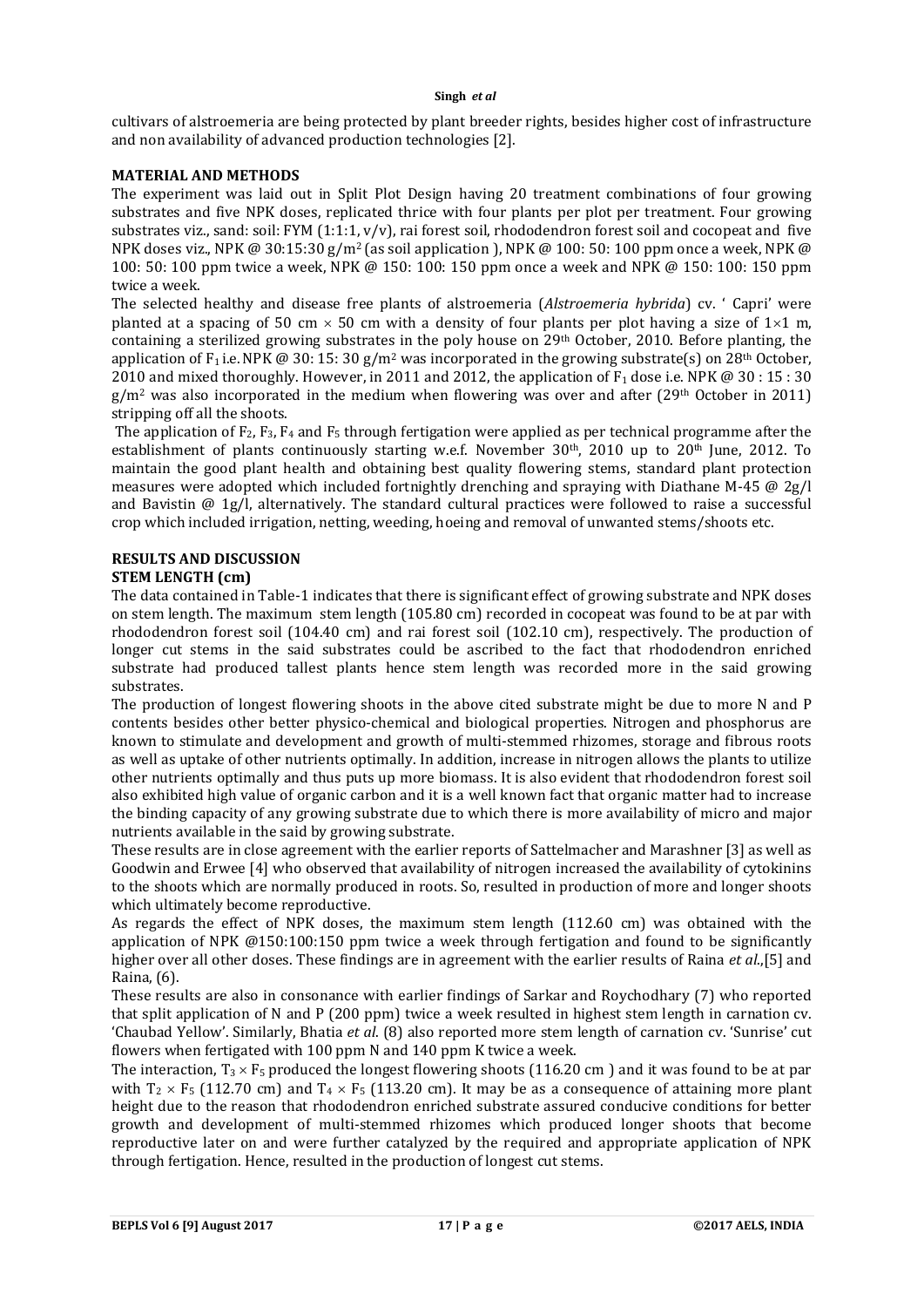cultivars of alstroemeria are being protected by plant breeder rights, besides higher cost of infrastructure and non availability of advanced production technologies [2].

## MATERIAL AND METHODS

The experiment was laid out in Split Plot Design having 20 treatment combinations of four growing substrates and five NPK doses, replicated thrice with four plants per plot per treatment. Four growing substrates viz., sand: soil: FYM (1:1:1, v/v), rai forest soil, rhododendron forest soil and cocopeat and five NPK doses viz., NPK @ 30:15:30 g/m$^2$ (as soil application ), NPK @ 100: 50: 100 ppm once a week, NPK @ 100: 50: 100 ppm twice a week, NPK @ 150: 100: 150 ppm once a week and NPK @ 150: 100: 150 ppm twice a week.

The selected healthy and disease free plants of alstroemeria (*Alstroemeria hybrida*) cv. ' Capri' were planted at a spacing of 50 cm × 50 cm with a density of four plants per plot having a size of 1×1 m, containing a sterilized growing substrates in the poly house on 29th October, 2010. Before planting, the application of $F_1$ i.e. NPK @ 30: 15: 30 g/m$^2$ was incorporated in the growing substrate(s) on 28th October, 2010 and mixed thoroughly. However, in 2011 and 2012, the application of $F_1$ dose i.e. NPK @ 30 : 15 : 30 g/m$^2$ was also incorporated in the medium when flowering was over and after (29th October in 2011) stripping off all the shoots.

The application of $F_2$, $F_3$, $F_4$ and $F_5$ through fertigation were applied as per technical programme after the establishment of plants continuously starting w.e.f. November 30th, 2010 up to 20th June, 2012. To maintain the good plant health and obtaining best quality flowering stems, standard plant protection measures were adopted which included fortnightly drenching and spraying with Diathane M-45 @ 2g/l and Bavistin @ 1g/l, alternatively. The standard cultural practices were followed to raise a successful crop which included irrigation, netting, weeding, hoeing and removal of unwanted stems/shoots etc.

## RESULTS AND DISCUSSION

### STEM LENGTH (cm)

The data contained in Table-1 indicates that there is significant effect of growing substrate and NPK doses on stem length. The maximum stem length (105.80 cm) recorded in cocopeat was found to be at par with rhododendron forest soil (104.40 cm) and rai forest soil (102.10 cm), respectively. The production of longer cut stems in the said substrates could be ascribed to the fact that rhododendron enriched substrate had produced tallest plants hence stem length was recorded more in the said growing substrates.

The production of longest flowering shoots in the above cited substrate might be due to more N and P contents besides other better physico-chemical and biological properties. Nitrogen and phosphorus are known to stimulate and development and growth of multi-stemmed rhizomes, storage and fibrous roots as well as uptake of other nutrients optimally. In addition, increase in nitrogen allows the plants to utilize other nutrients optimally and thus puts up more biomass. It is also evident that rhododendron forest soil also exhibited high value of organic carbon and it is a well known fact that organic matter had to increase the binding capacity of any growing substrate due to which there is more availability of micro and major nutrients available in the said by growing substrate.

These results are in close agreement with the earlier reports of Sattelmacher and Marashner [3] as well as Goodwin and Erwee [4] who observed that availability of nitrogen increased the availability of cytokinins to the shoots which are normally produced in roots. So, resulted in production of more and longer shoots which ultimately become reproductive.

As regards the effect of NPK doses, the maximum stem length (112.60 cm) was obtained with the application of NPK @150:100:150 ppm twice a week through fertigation and found to be significantly higher over all other doses. These findings are in agreement with the earlier results of Raina *et al*.,[5] and Raina, (6).

These results are also in consonance with earlier findings of Sarkar and Roychodhary (7) who reported that split application of N and P (200 ppm) twice a week resulted in highest stem length in carnation cv. 'Chaubad Yellow'. Similarly, Bhatia *et al*. (8) also reported more stem length of carnation cv. 'Sunrise' cut flowers when fertigated with 100 ppm N and 140 ppm K twice a week.

The interaction, $T_3 \times F_5$ produced the longest flowering shoots (116.20 cm ) and it was found to be at par with $T_2 \times F_5$ (112.70 cm) and $T_4 \times F_5$ (113.20 cm). It may be as a consequence of attaining more plant height due to the reason that rhododendron enriched substrate assured conducive conditions for better growth and development of multi-stemmed rhizomes which produced longer shoots that become reproductive later on and were further catalyzed by the required and appropriate application of NPK through fertigation. Hence, resulted in the production of longest cut stems.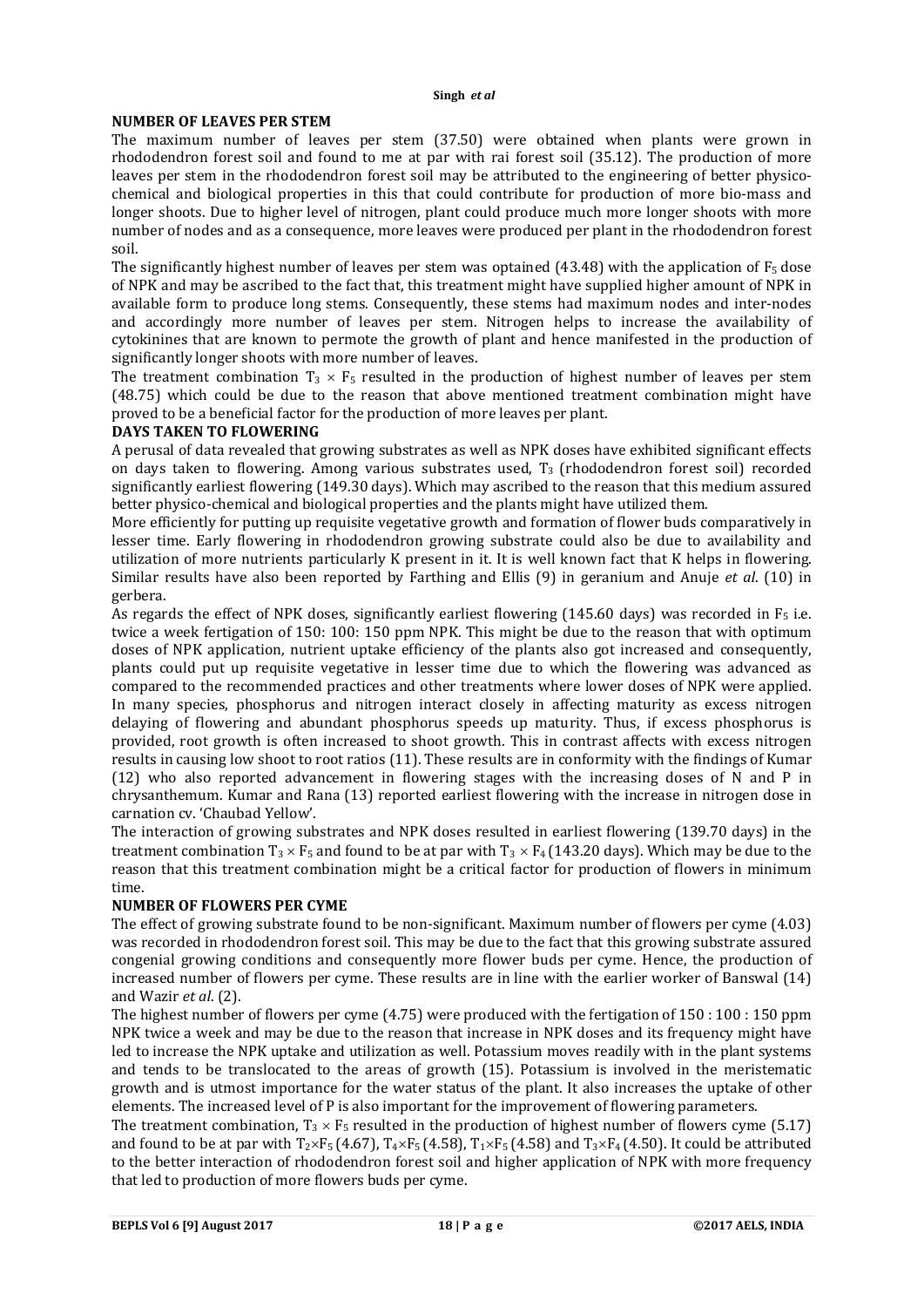**NUMBER OF LEAVES PER STEM**

The maximum number of leaves per stem (37.50) were obtained when plants were grown in rhododendron forest soil and found to me at par with rai forest soil (35.12). The production of more leaves per stem in the rhododendron forest soil may be attributed to the engineering of better physico-chemical and biological properties in this that could contribute for production of more bio-mass and longer shoots. Due to higher level of nitrogen, plant could produce much more longer shoots with more number of nodes and as a consequence, more leaves were produced per plant in the rhododendron forest soil.

The significantly highest number of leaves per stem was optained (43.48) with the application of $F_5$ dose of NPK and may be ascribed to the fact that, this treatment might have supplied higher amount of NPK in available form to produce long stems. Consequently, these stems had maximum nodes and inter-nodes and accordingly more number of leaves per stem. Nitrogen helps to increase the availability of cytokinines that are known to permote the growth of plant and hence manifested in the production of significantly longer shoots with more number of leaves.

The treatment combination $T_3 \times F_5$ resulted in the production of highest number of leaves per stem (48.75) which could be due to the reason that above mentioned treatment combination might have proved to be a beneficial factor for the production of more leaves per plant.

**DAYS TAKEN TO FLOWERING**

A perusal of data revealed that growing substrates as well as NPK doses have exhibited significant effects on days taken to flowering. Among various substrates used, $T_3$ (rhododendron forest soil) recorded significantly earliest flowering (149.30 days). Which may ascribed to the reason that this medium assured better physico-chemical and biological properties and the plants might have utilized them.

More efficiently for putting up requisite vegetative growth and formation of flower buds comparatively in lesser time. Early flowering in rhododendron growing substrate could also be due to availability and utilization of more nutrients particularly K present in it. It is well known fact that K helps in flowering. Similar results have also been reported by Farthing and Ellis (9) in geranium and Anuje *et al*. (10) in gerbera.

As regards the effect of NPK doses, significantly earliest flowering (145.60 days) was recorded in $F_5$ i.e. twice a week fertigation of 150: 100: 150 ppm NPK. This might be due to the reason that with optimum doses of NPK application, nutrient uptake efficiency of the plants also got increased and consequently, plants could put up requisite vegetative in lesser time due to which the flowering was advanced as compared to the recommended practices and other treatments where lower doses of NPK were applied. In many species, phosphorus and nitrogen interact closely in affecting maturity as excess nitrogen delaying of flowering and abundant phosphorus speeds up maturity. Thus, if excess phosphorus is provided, root growth is often increased to shoot growth. This in contrast affects with excess nitrogen results in causing low shoot to root ratios (11). These results are in conformity with the findings of Kumar (12) who also reported advancement in flowering stages with the increasing doses of N and P in chrysanthemum. Kumar and Rana (13) reported earliest flowering with the increase in nitrogen dose in carnation cv. 'Chaubad Yellow'.

The interaction of growing substrates and NPK doses resulted in earliest flowering (139.70 days) in the treatment combination $T_3 \times F_5$ and found to be at par with $T_3 \times F_4$ (143.20 days). Which may be due to the reason that this treatment combination might be a critical factor for production of flowers in minimum time.

**NUMBER OF FLOWERS PER CYME**

The effect of growing substrate found to be non-significant. Maximum number of flowers per cyme (4.03) was recorded in rhododendron forest soil. This may be due to the fact that this growing substrate assured congenial growing conditions and consequently more flower buds per cyme. Hence, the production of increased number of flowers per cyme. These results are in line with the earlier worker of Banswal (14) and Wazir *et al*. (2).

The highest number of flowers per cyme (4.75) were produced with the fertigation of 150 : 100 : 150 ppm NPK twice a week and may be due to the reason that increase in NPK doses and its frequency might have led to increase the NPK uptake and utilization as well. Potassium moves readily with in the plant systems and tends to be translocated to the areas of growth (15). Potassium is involved in the meristematic growth and is utmost importance for the water status of the plant. It also increases the uptake of other elements. The increased level of P is also important for the improvement of flowering parameters.

The treatment combination, $T_3 \times F_5$ resulted in the production of highest number of flowers cyme (5.17) and found to be at par with $T_2 \times F_5$ (4.67), $T_4 \times F_5$ (4.58), $T_1 \times F_5$ (4.58) and $T_3 \times F_4$ (4.50). It could be attributed to the better interaction of rhododendron forest soil and higher application of NPK with more frequency that led to production of more flowers buds per cyme.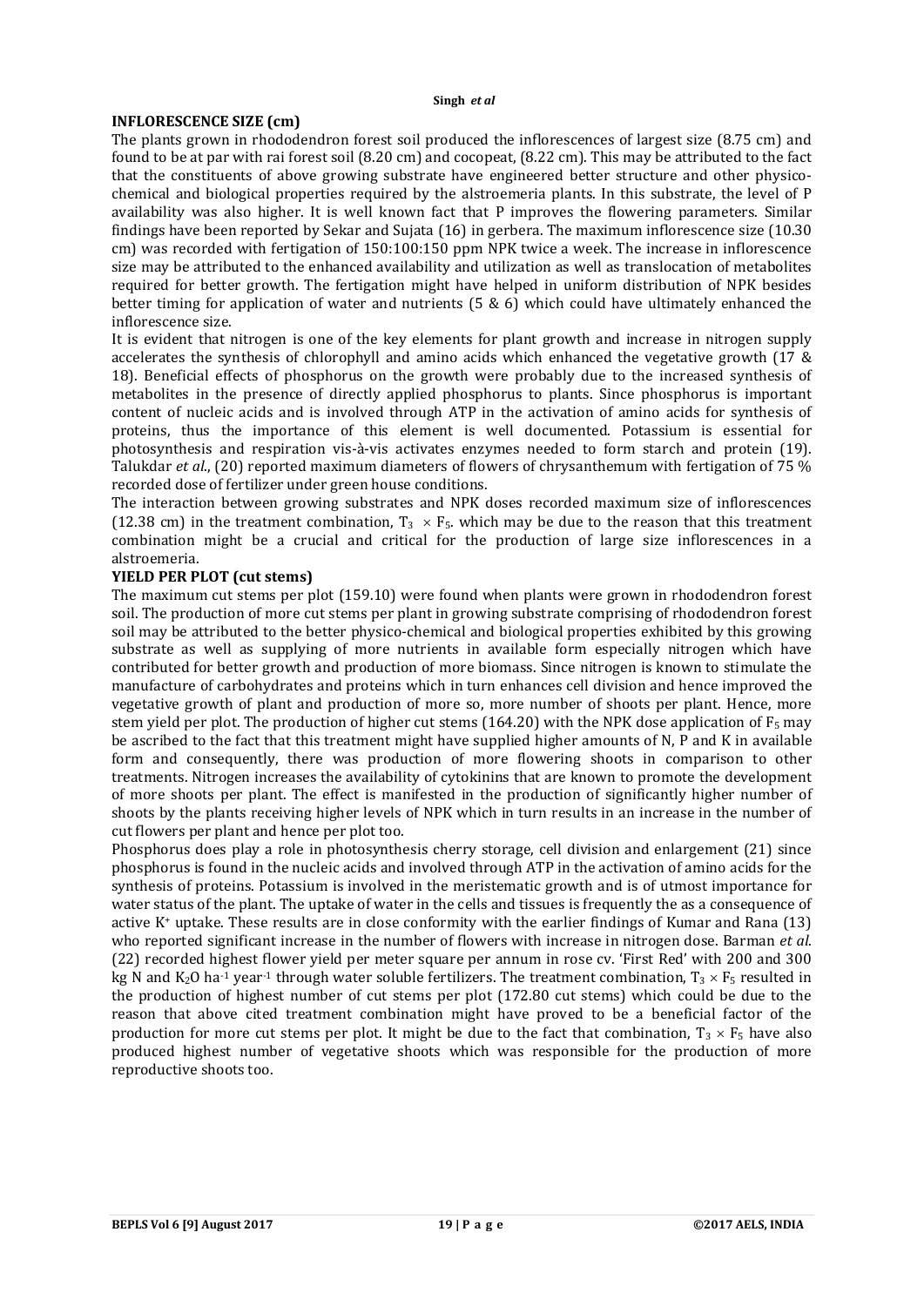### INFLORESCENCE SIZE (cm)

The plants grown in rhododendron forest soil produced the inflorescences of largest size (8.75 cm) and found to be at par with rai forest soil (8.20 cm) and cocopeat, (8.22 cm). This may be attributed to the fact that the constituents of above growing substrate have engineered better structure and other physico-chemical and biological properties required by the alstroemeria plants. In this substrate, the level of P availability was also higher. It is well known fact that P improves the flowering parameters. Similar findings have been reported by Sekar and Sujata (16) in gerbera. The maximum inflorescence size (10.30 cm) was recorded with fertigation of 150:100:150 ppm NPK twice a week. The increase in inflorescence size may be attributed to the enhanced availability and utilization as well as translocation of metabolites required for better growth. The fertigation might have helped in uniform distribution of NPK besides better timing for application of water and nutrients (5 & 6) which could have ultimately enhanced the inflorescence size.

It is evident that nitrogen is one of the key elements for plant growth and increase in nitrogen supply accelerates the synthesis of chlorophyll and amino acids which enhanced the vegetative growth (17 & 18). Beneficial effects of phosphorus on the growth were probably due to the increased synthesis of metabolites in the presence of directly applied phosphorus to plants. Since phosphorus is important content of nucleic acids and is involved through ATP in the activation of amino acids for synthesis of proteins, thus the importance of this element is well documented. Potassium is essential for photosynthesis and respiration vis-à-vis activates enzymes needed to form starch and protein (19). Talukdar *et al.*, (20) reported maximum diameters of flowers of chrysanthemum with fertigation of 75 % recorded dose of fertilizer under green house conditions.

The interaction between growing substrates and NPK doses recorded maximum size of inflorescences (12.38 cm) in the treatment combination, $T_3 \times F_5$. which may be due to the reason that this treatment combination might be a crucial and critical for the production of large size inflorescences in a alstroemeria.

### YIELD PER PLOT (cut stems)

The maximum cut stems per plot (159.10) were found when plants were grown in rhododendron forest soil. The production of more cut stems per plant in growing substrate comprising of rhododendron forest soil may be attributed to the better physico-chemical and biological properties exhibited by this growing substrate as well as supplying of more nutrients in available form especially nitrogen which have contributed for better growth and production of more biomass. Since nitrogen is known to stimulate the manufacture of carbohydrates and proteins which in turn enhances cell division and hence improved the vegetative growth of plant and production of more so, more number of shoots per plant. Hence, more stem yield per plot. The production of higher cut stems (164.20) with the NPK dose application of $F_5$ may be ascribed to the fact that this treatment might have supplied higher amounts of N, P and K in available form and consequently, there was production of more flowering shoots in comparison to other treatments. Nitrogen increases the availability of cytokinins that are known to promote the development of more shoots per plant. The effect is manifested in the production of significantly higher number of shoots by the plants receiving higher levels of NPK which in turn results in an increase in the number of cut flowers per plant and hence per plot too.

Phosphorus does play a role in photosynthesis cherry storage, cell division and enlargement (21) since phosphorus is found in the nucleic acids and involved through ATP in the activation of amino acids for the synthesis of proteins. Potassium is involved in the meristematic growth and is of utmost importance for water status of the plant. The uptake of water in the cells and tissues is frequently the as a consequence of active $K^+$ uptake. These results are in close conformity with the earlier findings of Kumar and Rana (13) who reported significant increase in the number of flowers with increase in nitrogen dose. Barman *et al*. (22) recorded highest flower yield per meter square per annum in rose cv. 'First Red' with 200 and 300 kg N and $K_2O$ $ha^{-1}$ $year^{-1}$ through water soluble fertilizers. The treatment combination, $T_3 \times F_5$ resulted in the production of highest number of cut stems per plot (172.80 cut stems) which could be due to the reason that above cited treatment combination might have proved to be a beneficial factor of the production for more cut stems per plot. It might be due to the fact that combination, $T_3 \times F_5$ have also produced highest number of vegetative shoots which was responsible for the production of more reproductive shoots too.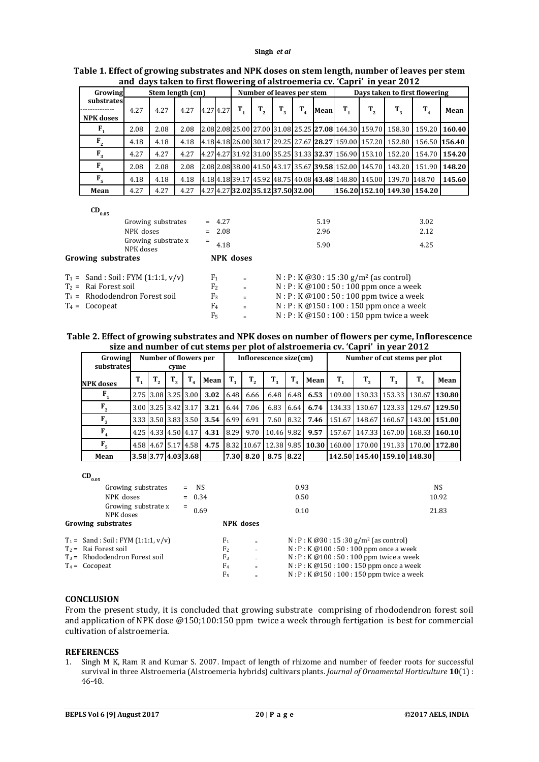**Table 1. Effect of growing substrates and NPK doses on stem length, number of leaves per stem and days taken to first flowering of alstroemeria cv. 'Capri' in year 2012**

| Growing substrates<br>--------------<br>NPK doses | Stem length (cm) | | | | | Number of leaves per stem | | | | | Days taken to first flowering | | | | |
|---|---|---|---|---|---|---|---|---|---|---|---|---|---|---|---|
| | 4.27 | 4.27 | 4.27 | 4.27 | 4.27 | $T_1$ | $T_2$ | $T_3$ | $T_4$ | Mean | $T_1$ | $T_2$ | $T_3$ | $T_4$ | Mean |
| $F_1$ | 2.08 | 2.08 | 2.08 | 2.08 | 2.08 | 25.00 | 27.00 | 31.08 | 25.25 | **27.08** | 164.30 | 159.70 | 158.30 | 159.20 | **160.40** |
| $F_2$ | 4.18 | 4.18 | 4.18 | 4.18 | 4.18 | 26.00 | 30.17 | 29.25 | 27.67 | **28.27** | 159.00 | 157.20 | 152.80 | 156.50 | **156.40** |
| $F_3$ | 4.27 | 4.27 | 4.27 | 4.27 | 4.27 | 31.92 | 31.00 | 35.25 | 31.33 | **32.37** | 156.90 | 153.10 | 152.20 | 154.70 | **154.20** |
| $F_4$ | 2.08 | 2.08 | 2.08 | 2.08 | 2.08 | 38.00 | 41.50 | 43.17 | 35.67 | **39.58** | 152.00 | 145.70 | 143.20 | 151.90 | **148.20** |
| $F_5$ | 4.18 | 4.18 | 4.18 | 4.18 | 4.18 | 39.17 | 45.92 | 48.75 | 40.08 | **43.48** | 148.80 | 145.00 | 139.70 | 148.70 | **145.60** |
| **Mean** | 4.27 | 4.27 | 4.27 | 4.27 | 4.27 | **32.02** | **35.12** | **37.50** | **32.00** | | **156.20** | **152.10** | **149.30** | **154.20** | |

$CD_{0.05}$

| | | | |
|---|---|---|---|
| Growing substrates | = 4.27 | 5.19 | 3.02 |
| NPK doses | = 2.08 | 2.96 | 2.12 |
| Growing substrate x NPK doses | = 4.18 | 5.90 | 4.25 |

**Growing substrates**

$T_1$ = Sand : Soil : FYM (1:1:1, v/v)
$T_2$ = Rai Forest soil
$T_3$ = Rhododendron Forest soil
$T_4$ = Cocopeat

**NPK doses**

$F_1$ = N : P : K @30 : 15 :30 g/m² (as control)
$F_2$ = N : P : K @100 : 50 : 100 ppm once a week
$F_3$ = N : P : K @100 : 50 : 100 ppm twice a week
$F_4$ = N : P : K @150 : 100 : 150 ppm once a week
$F_5$ = N : P : K @150 : 100 : 150 ppm twice a week

**Table 2. Effect of growing substrates and NPK doses on number of flowers per cyme, Inflorescence size and number of cut stems per plot of alstroemeria cv. 'Capri' in year 2012**

| Growing substrates<br>NPK doses | Number of flowers per cyme | | | | | Inflorescence size(cm) | | | | | Number of cut stems per plot | | | | |
|---|---|---|---|---|---|---|---|---|---|---|---|---|---|---|---|
| | $T_1$ | $T_2$ | $T_3$ | $T_4$ | Mean | $T_1$ | $T_2$ | $T_3$ | $T_4$ | Mean | $T_1$ | $T_2$ | $T_3$ | $T_4$ | Mean |
| $F_1$ | 2.75 | 3.08 | 3.25 | 3.00 | **3.02** | 6.48 | 6.66 | 6.48 | 6.48 | **6.53** | 109.00 | 130.33 | 153.33 | 130.67 | **130.80** |
| $F_2$ | 3.00 | 3.25 | 3.42 | 3.17 | **3.21** | 6.44 | 7.06 | 6.83 | 6.64 | **6.74** | 134.33 | 130.67 | 123.33 | 129.67 | **129.50** |
| $F_3$ | 3.33 | 3.50 | 3.83 | 3.50 | **3.54** | 6.99 | 6.91 | 7.60 | 8.32 | **7.46** | 151.67 | 148.67 | 160.67 | 143.00 | **151.00** |
| $F_4$ | 4.25 | 4.33 | 4.50 | 4.17 | **4.31** | 8.29 | 9.70 | 10.46 | 9.82 | **9.57** | 157.67 | 147.33 | 167.00 | 168.33 | **160.10** |
| $F_5$ | 4.58 | 4.67 | 5.17 | 4.58 | **4.75** | 8.32 | 10.67 | 12.38 | 9.85 | **10.30** | 160.00 | 170.00 | 191.33 | 170.00 | **172.80** |
| **Mean** | **3.58** | **3.77** | **4.03** | **3.68** | | **7.30** | **8.20** | **8.75** | **8.22** | | **142.50** | **145.40** | **159.10** | **148.30** | |

$CD_{0.05}$

| | | | |
|---|---|---|---|
| Growing substrates | = NS | 0.93 | NS |
| NPK doses | = 0.34 | 0.50 | 10.92 |
| Growing substrate x NPK doses | = 0.69 | 0.10 | 21.83 |

**Growing substrates**

$T_1$ = Sand : Soil : FYM (1:1:1, v/v)
$T_2$ = Rai Forest soil
$T_3$ = Rhododendron Forest soil
$T_4$ = Cocopeat

**NPK doses**

$F_1$ = N : P : K @30 : 15 :30 g/m² (as control)
$F_2$ = N : P : K @100 : 50 : 100 ppm once a week
$F_3$ = N : P : K @100 : 50 : 100 ppm twice a week
$F_4$ = N : P : K @150 : 100 : 150 ppm once a week
$F_5$ = N : P : K @150 : 100 : 150 ppm twice a week

## CONCLUSION

From the present study, it is concluded that growing substrate comprising of rhododendron forest soil and application of NPK dose @150;100:150 ppm twice a week through fertigation is best for commercial cultivation of alstroemeria.

## REFERENCES

1. Singh M K, Ram R and Kumar S. 2007. Impact of length of rhizome and number of feeder roots for successful survival in three Alstroemeria (Alstroemeria hybrids) cultivars plants. *Journal of Ornamental Horticulture* **10**(1) : 46-48.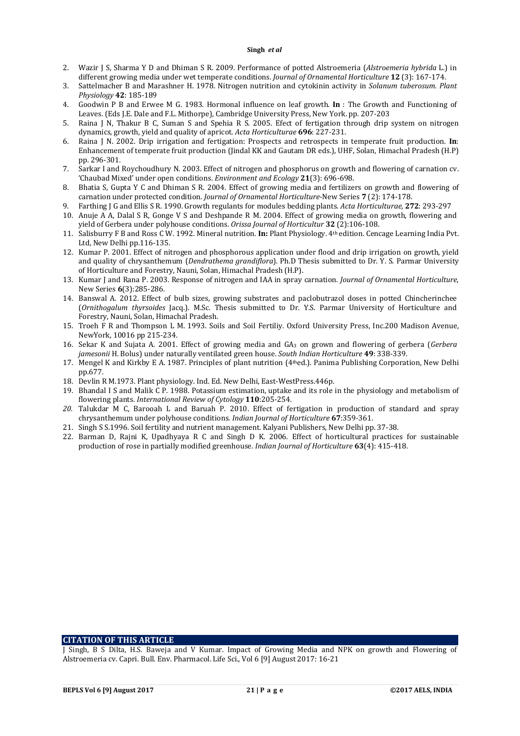2. Wazir J S, Sharma Y D and Dhiman S R. 2009. Performance of potted Alstroemeria (*Alstroemeria hybrida* L.) in different growing media under wet temperate conditions. *Journal of Ornamental Horticulture* **12** (3): 167-174.
3. Sattelmacher B and Marashner H. 1978. Nitrogen nutrition and cytokinin activity in *Solanum tuberosum. Plant Physiology* **42**: 185-189
4. Goodwin P B and Erwee M G. 1983. Hormonal influence on leaf growth. **In** : The Growth and Functioning of Leaves. (Eds J.E. Dale and F.L. Mithorpe), Cambridge University Press, New York. pp. 207-203
5. Raina J N, Thakur B C, Suman S and Spehia R S. 2005. Efect of fertigation through drip system on nitrogen dynamics, growth, yield and quality of apricot. *Acta Horticulturae* **696**: 227-231.
6. Raina J N. 2002. Drip irrigation and fertigation: Prospects and retrospects in temperate fruit production. **In**: Enhancement of temperate fruit production (Jindal KK and Gautam DR eds.), UHF, Solan, Himachal Pradesh (H.P) pp. 296-301.
7. Sarkar I and Roychoudhury N. 2003. Effect of nitrogen and phosphorus on growth and flowering of carnation cv. 'Chaubad Mixed' under open conditions. *Environment and Ecology* **21**(3): 696-698.
8. Bhatia S, Gupta Y C and Dhiman S R. 2004. Effect of growing media and fertilizers on growth and flowering of carnation under protected condition. *Journal of Ornamental Horticulture*-New Series **7** (2): 174-178.
9. Farthing J G and Ellis S R. 1990. Growth regulants for modules bedding plants. *Acta Horticulturae,* **272**: 293-297
10. Anuje A A, Dalal S R, Gonge V S and Deshpande R M. 2004. Effect of growing media on growth, flowering and yield of Gerbera under polyhouse conditions. *Orissa Journal of Horticultur* **32** (2):106-108.
11. Salisburry F B and Ross C W. 1992. Mineral nutrition. **In:** Plant Physiology. 4th edition. Cencage Learning India Pvt. Ltd, New Delhi pp.116-135.
12. Kumar P. 2001. Effect of nitrogen and phosphorous application under flood and drip irrigation on growth, yield and quality of chrysanthemum (*Dendrathema grandiflora*). Ph.D Thesis submitted to Dr. Y. S. Parmar University of Horticulture and Forestry, Nauni, Solan, Himachal Pradesh (H.P).
13. Kumar J and Rana P. 2003. Response of nitrogen and IAA in spray carnation. *Journal of Ornamental Horticulture*, New Series **6**(3):285-286.
14. Banswal A. 2012. Effect of bulb sizes, growing substrates and paclobutrazol doses in potted Chincherinchee (*Ornithogalum thyrsoides* Jacq.). M.Sc. Thesis submitted to Dr. Y.S. Parmar University of Horticulture and Forestry, Nauni, Solan, Himachal Pradesh.
15. Troeh F R and Thompson L M. 1993. Soils and Soil Fertiliy. Oxford University Press, Inc.200 Madison Avenue, NewYork, 10016 pp 215-234.
16. Sekar K and Sujata A. 2001. Effect of growing media and $GA_3$ on grown and flowering of gerbera (*Gerbera jamesonii* H. Bolus) under naturally ventilated green house. *South Indian Horticulture* **49**: 338-339.
17. Mengel K and Kirkby E A. 1987. Principles of plant nutrition (4thed.). Panima Publishing Corporation, New Delhi pp.677.
18. Devlin R M.1973. Plant physiology. Ind. Ed. New Delhi, East-WestPress.446p.
19. Bhandal I S and Malik C P. 1988. Potassium estimation, uptake and its role in the physiology and metabolism of flowering plants. *International Review of Cytology* **110**:205-254.
20. Talukdar M C, Barooah L and Baruah P. 2010. Effect of fertigation in production of standard and spray chrysanthemum under polyhouse conditions. *Indian Journal of Horticulture* **67**:359-361.
21. Singh S S.1996. Soil fertility and nutrient management. Kalyani Publishers, New Delhi pp. 37-38.
22. Barman D, Rajni K, Upadhyaya R C and Singh D K. 2006. Effect of horticultural practices for sustainable production of rose in partially modified greenhouse. *Indian Journal of Horticulture* **63**(4): 415-418.

## CITATION OF THIS ARTICLE

J Singh, B S Dilta, H.S. Baweja and V Kumar. Impact of Growing Media and NPK on growth and Flowering of Alstroemeria cv. Capri. Bull. Env. Pharmacol. Life Sci., Vol 6 [9] August 2017: 16-21